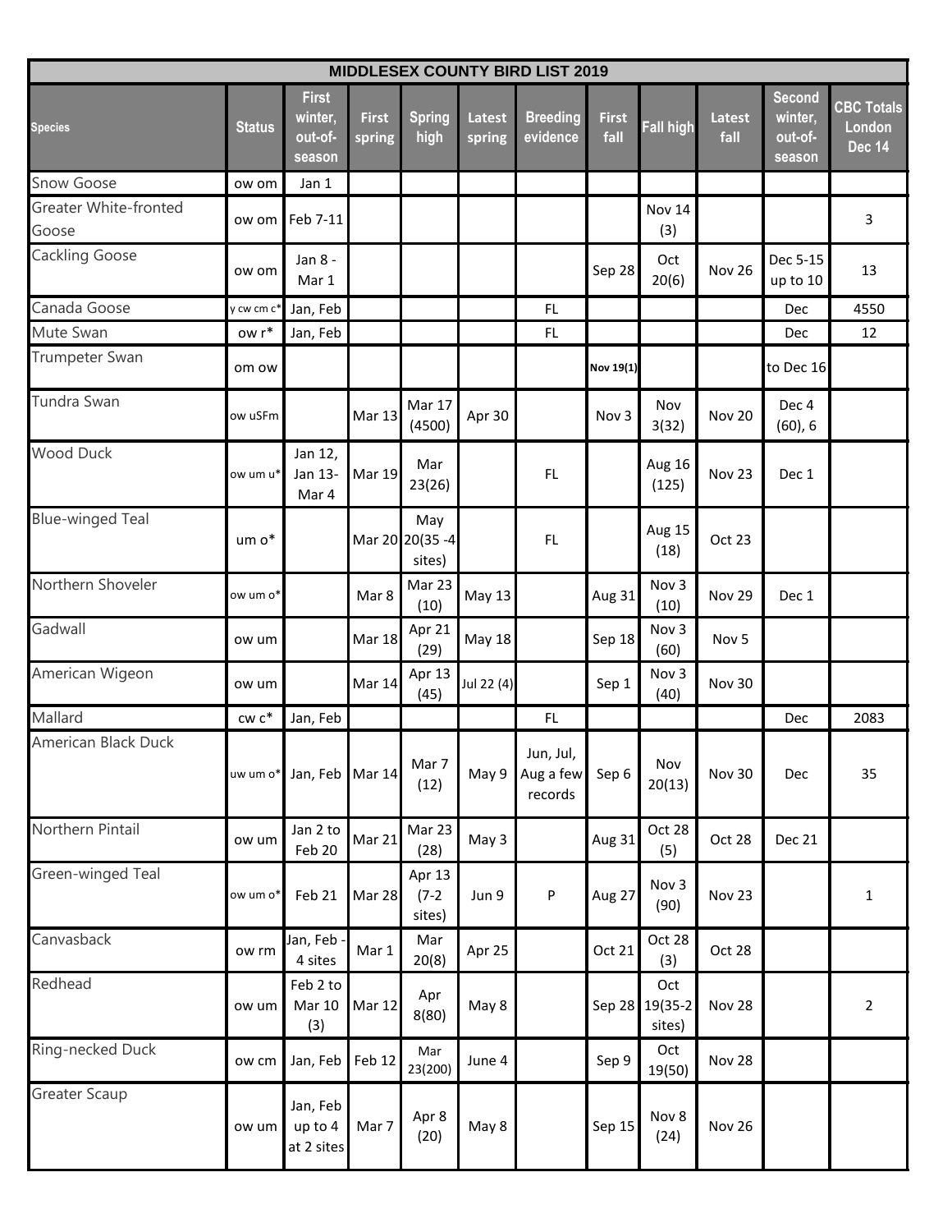| MIDDLESEX COUNTY BIRD LIST 2019 | | | | | | | | | | | |
|---|---|---|---|---|---|---|---|---|---|---|---|
| Species | Status | First winter, out-of-season | First spring | Spring high | Latest spring | Breeding evidence | First fall | Fall high | Latest fall | Second winter, out-of-season | CBC Totals London Dec 14 |
| Snow Goose | ow om | Jan 1 | | | | | | | | | |
| Greater White-fronted Goose | ow om | Feb 7-11 | | | | | | Nov 14 (3) | | | 3 |
| Cackling Goose | ow om | Jan 8 - Mar 1 | | | | | Sep 28 | Oct 20(6) | Nov 26 | Dec 5-15 up to 10 | 13 |
| Canada Goose | y cw cm c* | Jan, Feb | | | | FL | | | | Dec | 4550 |
| Mute Swan | ow r* | Jan, Feb | | | | FL | | | | Dec | 12 |
| Trumpeter Swan | om ow | | | | | | Nov 19(1) | | | to Dec 16 | |
| Tundra Swan | ow uSFm | | Mar 13 | Mar 17 (4500) | Apr 30 | | Nov 3 | Nov 3(32) | Nov 20 | Dec 4 (60), 6 | |
| Wood Duck | ow um u* | Jan 12, Jan 13-Mar 4 | Mar 19 | Mar 23(26) | | FL | | Aug 16 (125) | Nov 23 | Dec 1 | |
| Blue-winged Teal | um o* | | Mar 20 | May 20(35 -4 sites) | | FL | | Aug 15 (18) | Oct 23 | | |
| Northern Shoveler | ow um o* | | Mar 8 | Mar 23 (10) | May 13 | | Aug 31 | Nov 3 (10) | Nov 29 | Dec 1 | |
| Gadwall | ow um | | Mar 18 | Apr 21 (29) | May 18 | | Sep 18 | Nov 3 (60) | Nov 5 | | |
| American Wigeon | ow um | | Mar 14 | Apr 13 (45) | Jul 22 (4) | | Sep 1 | Nov 3 (40) | Nov 30 | | |
| Mallard | cw c* | Jan, Feb | | | | FL | | | | Dec | 2083 |
| American Black Duck | uw um o* | Jan, Feb | Mar 14 | Mar 7 (12) | May 9 | Jun, Jul, Aug a few records | Sep 6 | Nov 20(13) | Nov 30 | Dec | 35 |
| Northern Pintail | ow um | Jan 2 to Feb 20 | Mar 21 | Mar 23 (28) | May 3 | | Aug 31 | Oct 28 (5) | Oct 28 | Dec 21 | |
| Green-winged Teal | ow um o* | Feb 21 | Mar 28 | Apr 13 (7-2 sites) | Jun 9 | P | Aug 27 | Nov 3 (90) | Nov 23 | | 1 |
| Canvasback | ow rm | Jan, Feb - 4 sites | Mar 1 | Mar 20(8) | Apr 25 | | Oct 21 | Oct 28 (3) | Oct 28 | | |
| Redhead | ow um | Feb 2 to Mar 10 (3) | Mar 12 | Apr 8(80) | May 8 | | Sep 28 | Oct 19(35-2 sites) | Nov 28 | | 2 |
| Ring-necked Duck | ow cm | Jan, Feb | Feb 12 | Mar 23(200) | June 4 | | Sep 9 | Oct 19(50) | Nov 28 | | |
| Greater Scaup | ow um | Jan, Feb up to 4 at 2 sites | Mar 7 | Apr 8 (20) | May 8 | | Sep 15 | Nov 8 (24) | Nov 26 | | |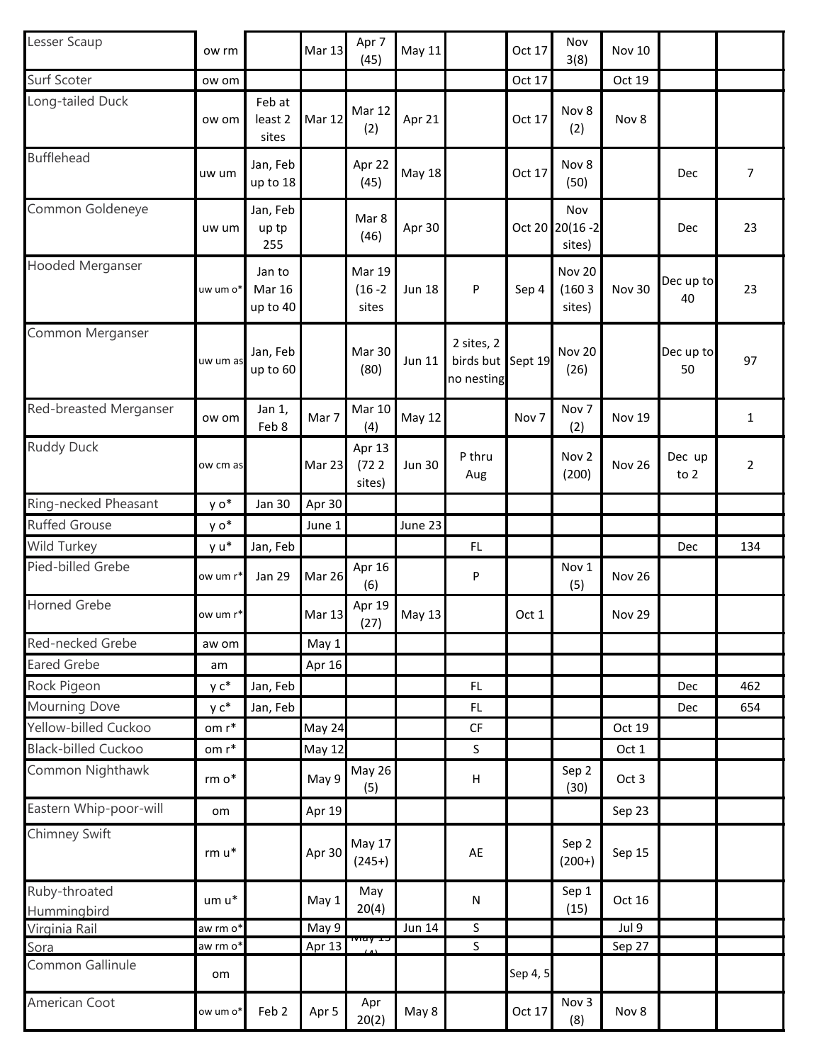| | | | | | | | | | | | |
|---|---|---|---|---|---|---|---|---|---|---|---|
| Lesser Scaup | ow rm | | Mar 13 | Apr 7 (45) | May 11 | | Oct 17 | Nov 3(8) | Nov 10 | | |
| Surf Scoter | ow om | | | | | | Oct 17 | | Oct 19 | | |
| Long-tailed Duck | ow om | Feb at least 2 sites | Mar 12 | Mar 12 (2) | Apr 21 | | Oct 17 | Nov 8 (2) | Nov 8 | | |
| Bufflehead | uw um | Jan, Feb up to 18 | | Apr 22 (45) | May 18 | | Oct 17 | Nov 8 (50) | | Dec | 7 |
| Common Goldeneye | uw um | Jan, Feb up tp 255 | | Mar 8 (46) | Apr 30 | | Oct 20 | Nov 20(16 -2 sites) | | Dec | 23 |
| Hooded Merganser | uw um o* | Jan to Mar 16 up to 40 | | Mar 19 (16 -2 sites | Jun 18 | P | Sep 4 | Nov 20 (160 3 sites) | Nov 30 | Dec up to 40 | 23 |
| Common Merganser | uw um as | Jan, Feb up to 60 | | Mar 30 (80) | Jun 11 | 2 sites, 2 birds but no nesting | Sept 19 | Nov 20 (26) | | Dec up to 50 | 97 |
| Red-breasted Merganser | ow om | Jan 1, Feb 8 | Mar 7 | Mar 10 (4) | May 12 | | Nov 7 | Nov 7 (2) | Nov 19 | | 1 |
| Ruddy Duck | ow cm as | | Mar 23 | Apr 13 (72 2 sites) | Jun 30 | P thru Aug | | Nov 2 (200) | Nov 26 | Dec up to 2 | 2 |
| Ring-necked Pheasant | y o* | Jan 30 | Apr 30 | | | | | | | | |
| Ruffed Grouse | y o* | | June 1 | | June 23 | | | | | | |
| Wild Turkey | y u* | Jan, Feb | | | | FL | | | | Dec | 134 |
| Pied-billed Grebe | ow um r* | Jan 29 | Mar 26 | Apr 16 (6) | | P | | Nov 1 (5) | Nov 26 | | |
| Horned Grebe | ow um r* | | Mar 13 | Apr 19 (27) | May 13 | | Oct 1 | | Nov 29 | | |
| Red-necked Grebe | aw om | | May 1 | | | | | | | | |
| Eared Grebe | am | | Apr 16 | | | | | | | | |
| Rock Pigeon | y c* | Jan, Feb | | | | FL | | | | Dec | 462 |
| Mourning Dove | y c* | Jan, Feb | | | | FL | | | | Dec | 654 |
| Yellow-billed Cuckoo | om r* | | May 24 | | | CF | | | Oct 19 | | |
| Black-billed Cuckoo | om r* | | May 12 | | | S | | | Oct 1 | | |
| Common Nighthawk | rm o* | | May 9 | May 26 (5) | | H | | Sep 2 (30) | Oct 3 | | |
| Eastern Whip-poor-will | om | | Apr 19 | | | | | | Sep 23 | | |
| Chimney Swift | rm u* | | Apr 30 | May 17 (245+) | | AE | | Sep 2 (200+) | Sep 15 | | |
| Ruby-throated Hummingbird | um u* | | May 1 | May 20(4) | | N | | Sep 1 (15) | Oct 16 | | |
| Virginia Rail | aw rm o* | | May 9 | | Jun 14 | S | | | Jul 9 | | |
| Sora | aw rm o* | | Apr 13 | May 15 (4) | | S | | | Sep 27 | | |
| Common Gallinule | om | | | | | | Sep 4, 5 | | | | |
| American Coot | ow um o* | Feb 2 | Apr 5 | Apr 20(2) | May 8 | | Oct 17 | Nov 3 (8) | Nov 8 | | |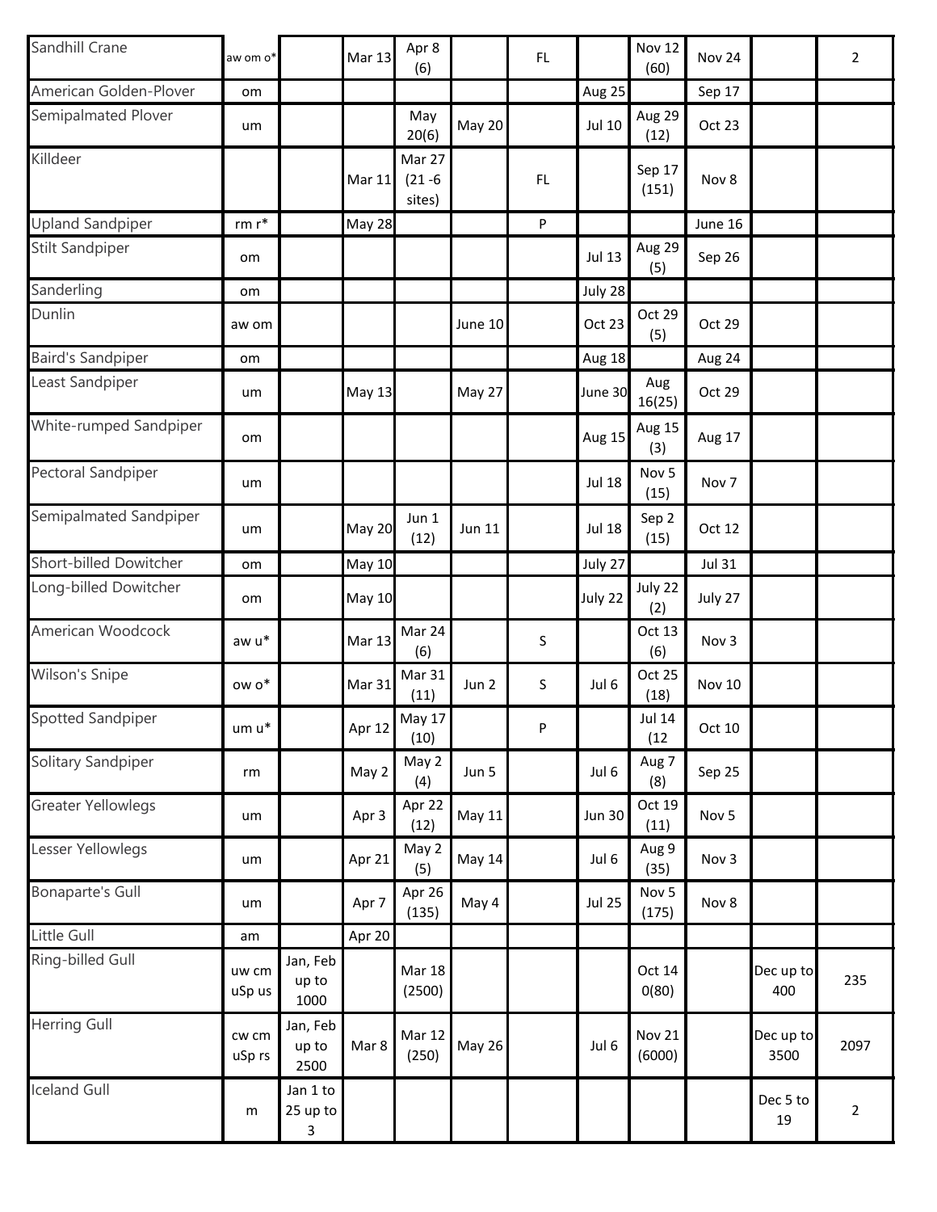| Sandhill Crane | aw om o* | | Mar 13 | Apr 8 (6) | | FL | | Nov 12 (60) | Nov 24 | | 2 |
|---|---|---|---|---|---|---|---|---|---|---|---|
| American Golden-Plover | om | | | | | | Aug 25 | | Sep 17 | | |
| Semipalmated Plover | um | | | May 20(6) | May 20 | | Jul 10 | Aug 29 (12) | Oct 23 | | |
| Killdeer | | | Mar 11 | Mar 27 (21 -6 sites) | | FL | | Sep 17 (151) | Nov 8 | | |
| Upland Sandpiper | rm r* | | May 28 | | | P | | | June 16 | | |
| Stilt Sandpiper | om | | | | | | Jul 13 | Aug 29 (5) | Sep 26 | | |
| Sanderling | om | | | | | | July 28 | | | | |
| Dunlin | aw om | | | | June 10 | | Oct 23 | Oct 29 (5) | Oct 29 | | |
| Baird's Sandpiper | om | | | | | | Aug 18 | | Aug 24 | | |
| Least Sandpiper | um | | May 13 | | May 27 | | June 30 | Aug 16(25) | Oct 29 | | |
| White-rumped Sandpiper | om | | | | | | Aug 15 | Aug 15 (3) | Aug 17 | | |
| Pectoral Sandpiper | um | | | | | | Jul 18 | Nov 5 (15) | Nov 7 | | |
| Semipalmated Sandpiper | um | | May 20 | Jun 1 (12) | Jun 11 | | Jul 18 | Sep 2 (15) | Oct 12 | | |
| Short-billed Dowitcher | om | | May 10 | | | | July 27 | | Jul 31 | | |
| Long-billed Dowitcher | om | | May 10 | | | | July 22 | July 22 (2) | July 27 | | |
| American Woodcock | aw u* | | Mar 13 | Mar 24 (6) | | S | | Oct 13 (6) | Nov 3 | | |
| Wilson's Snipe | ow o* | | Mar 31 | Mar 31 (11) | Jun 2 | S | Jul 6 | Oct 25 (18) | Nov 10 | | |
| Spotted Sandpiper | um u* | | Apr 12 | May 17 (10) | | P | | Jul 14 (12 | Oct 10 | | |
| Solitary Sandpiper | rm | | May 2 | May 2 (4) | Jun 5 | | Jul 6 | Aug 7 (8) | Sep 25 | | |
| Greater Yellowlegs | um | | Apr 3 | Apr 22 (12) | May 11 | | Jun 30 | Oct 19 (11) | Nov 5 | | |
| Lesser Yellowlegs | um | | Apr 21 | May 2 (5) | May 14 | | Jul 6 | Aug 9 (35) | Nov 3 | | |
| Bonaparte's Gull | um | | Apr 7 | Apr 26 (135) | May 4 | | Jul 25 | Nov 5 (175) | Nov 8 | | |
| Little Gull | am | | Apr 20 | | | | | | | | |
| Ring-billed Gull | uw cm uSp us | Jan, Feb up to 1000 | | Mar 18 (2500) | | | | Oct 14 0(80) | | Dec up to 400 | 235 |
| Herring Gull | cw cm uSp rs | Jan, Feb up to 2500 | Mar 8 | Mar 12 (250) | May 26 | | Jul 6 | Nov 21 (6000) | | Dec up to 3500 | 2097 |
| Iceland Gull | m | Jan 1 to 25 up to 3 | | | | | | | | Dec 5 to 19 | 2 |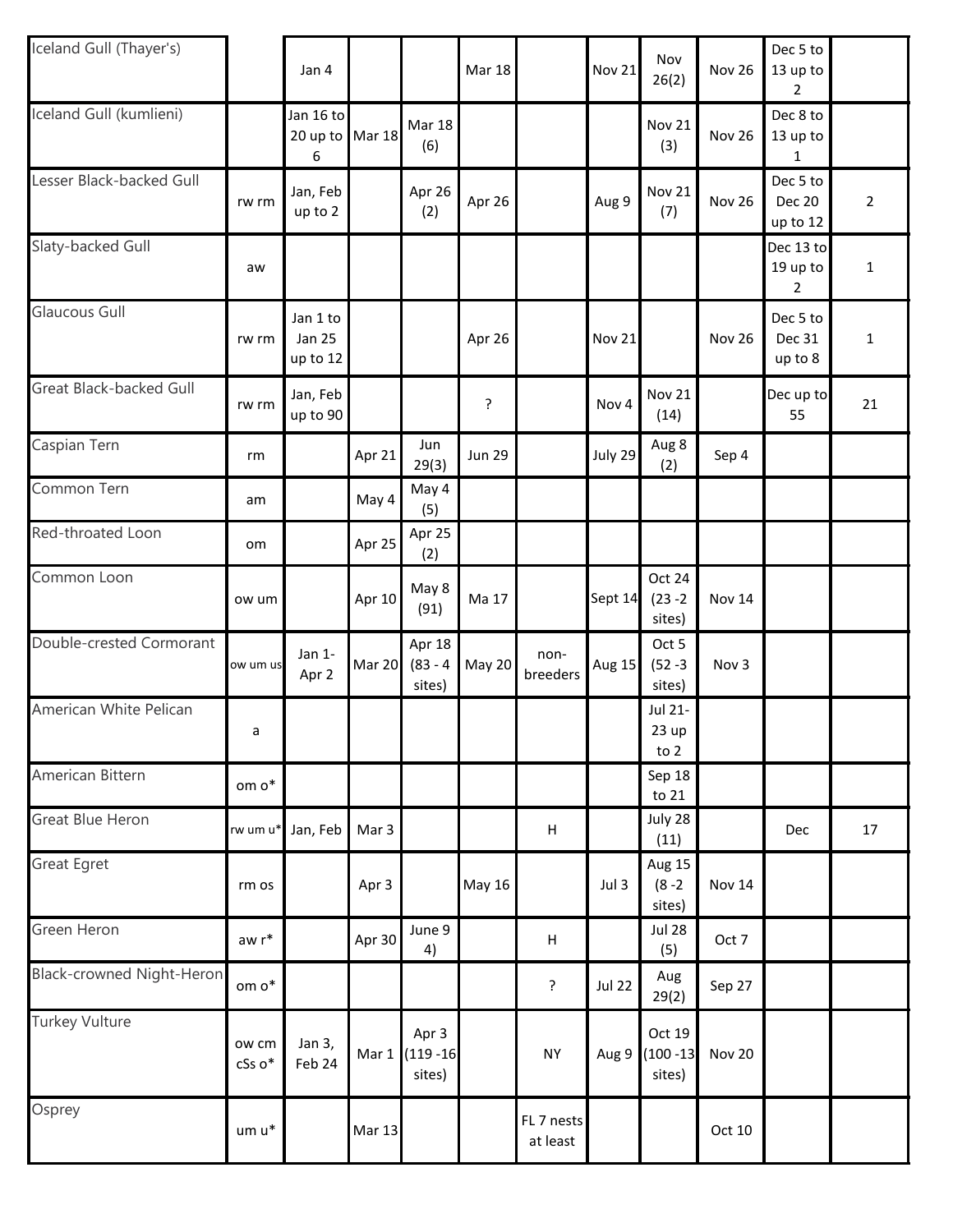| | | | | | | | | | | | |
|---|---|---|---|---|---|---|---|---|---|---|---|
| Iceland Gull (Thayer's) | | Jan 4 | | | Mar 18 | | Nov 21 | Nov 26(2) | Nov 26 | Dec 5 to 13 up to 2 | |
| Iceland Gull (kumlieni) | | Jan 16 to 20 up to 6 | Mar 18 | Mar 18 (6) | | | | Nov 21 (3) | Nov 26 | Dec 8 to 13 up to 1 | |
| Lesser Black-backed Gull | rw rm | Jan, Feb up to 2 | | Apr 26 (2) | Apr 26 | | Aug 9 | Nov 21 (7) | Nov 26 | Dec 5 to Dec 20 up to 12 | 2 |
| Slaty-backed Gull | aw | | | | | | | | | Dec 13 to 19 up to 2 | 1 |
| Glaucous Gull | rw rm | Jan 1 to Jan 25 up to 12 | | | Apr 26 | | Nov 21 | | Nov 26 | Dec 5 to Dec 31 up to 8 | 1 |
| Great Black-backed Gull | rw rm | Jan, Feb up to 90 | | | ? | | Nov 4 | Nov 21 (14) | | Dec up to 55 | 21 |
| Caspian Tern | rm | | Apr 21 | Jun 29(3) | Jun 29 | | July 29 | Aug 8 (2) | Sep 4 | | |
| Common Tern | am | | May 4 | May 4 (5) | | | | | | | |
| Red-throated Loon | om | | Apr 25 | Apr 25 (2) | | | | | | | |
| Common Loon | ow um | | Apr 10 | May 8 (91) | Ma 17 | | Sept 14 | Oct 24 (23 -2 sites) | Nov 14 | | |
| Double-crested Cormorant | ow um us | Jan 1-Apr 2 | Mar 20 | Apr 18 (83 - 4 sites) | May 20 | non-breeders | Aug 15 | Oct 5 (52 -3 sites) | Nov 3 | | |
| American White Pelican | a | | | | | | | Jul 21-23 up to 2 | | | |
| American Bittern | om o* | | | | | | | Sep 18 to 21 | | | |
| Great Blue Heron | rw um u* | Jan, Feb | Mar 3 | | | H | | July 28 (11) | | Dec | 17 |
| Great Egret | rm os | | Apr 3 | | May 16 | | Jul 3 | Aug 15 (8 -2 sites) | Nov 14 | | |
| Green Heron | aw r* | | Apr 30 | June 9 4) | | H | | Jul 28 (5) | Oct 7 | | |
| Black-crowned Night-Heron | om o* | | | | | ? | Jul 22 | Aug 29(2) | Sep 27 | | |
| Turkey Vulture | ow cm cSs o* | Jan 3, Feb 24 | Mar 1 | Apr 3 (119 -16 sites) | | NY | Aug 9 | Oct 19 (100 -13 sites) | Nov 20 | | |
| Osprey | um u* | | Mar 13 | | | FL 7 nests at least | | | Oct 10 | | |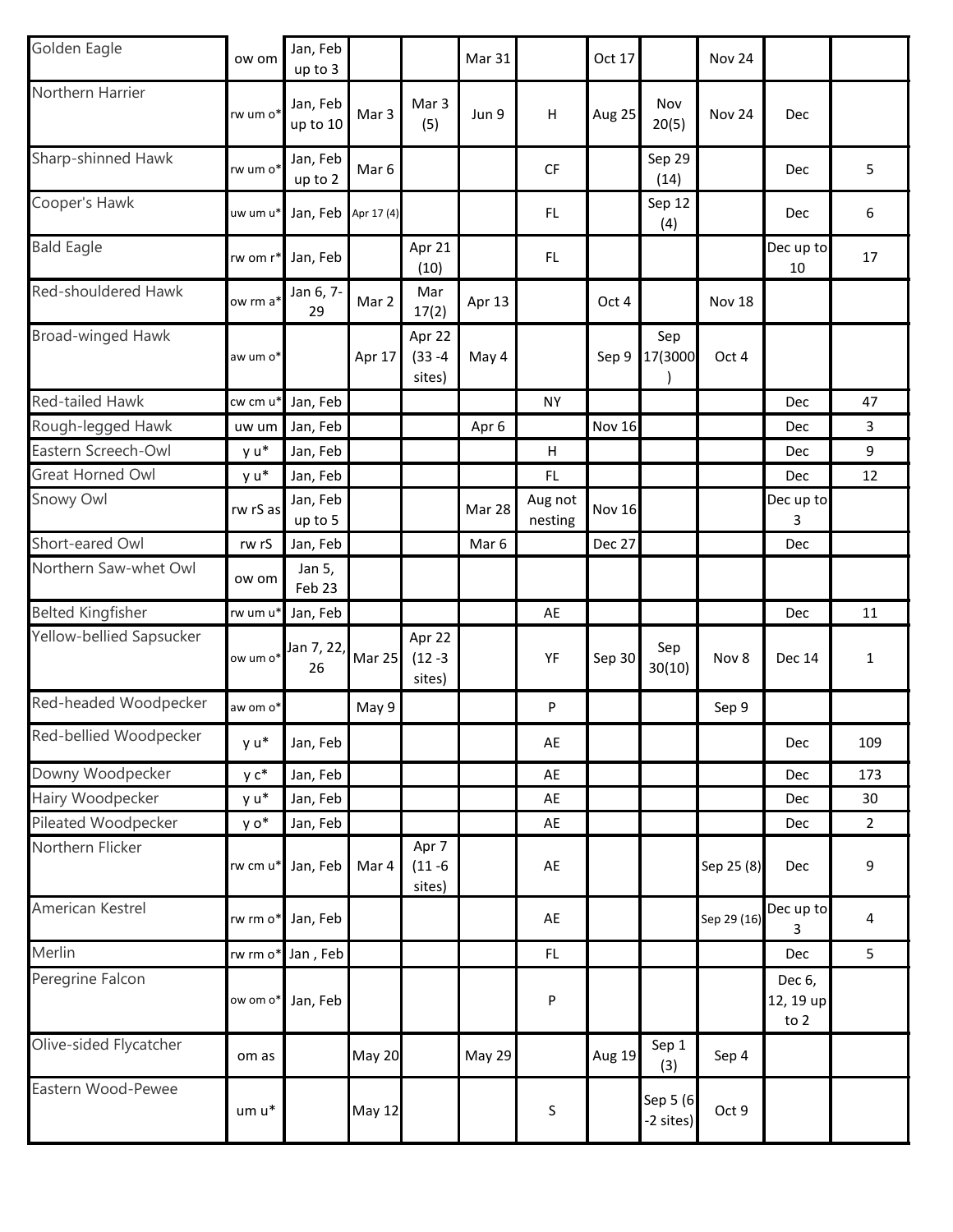| | | | | | | | | | | | |
|---|---|---|---|---|---|---|---|---|---|---|---|
| Golden Eagle | ow om | Jan, Feb up to 3 | | | Mar 31 | | Oct 17 | | Nov 24 | | |
| Northern Harrier | rw um o* | Jan, Feb up to 10 | Mar 3 | Mar 3 (5) | Jun 9 | H | Aug 25 | Nov 20(5) | Nov 24 | Dec | |
| Sharp-shinned Hawk | rw um o* | Jan, Feb up to 2 | Mar 6 | | | CF | | Sep 29 (14) | | Dec | 5 |
| Cooper's Hawk | uw um u* | Jan, Feb | Apr 17 (4) | | | FL | | Sep 12 (4) | | Dec | 6 |
| Bald Eagle | rw om r* | Jan, Feb | | Apr 21 (10) | | FL | | | | Dec up to 10 | 17 |
| Red-shouldered Hawk | ow rm a* | Jan 6, 7-29 | Mar 2 | Mar 17(2) | Apr 13 | | Oct 4 | | Nov 18 | | |
| Broad-winged Hawk | aw um o* | | Apr 17 | Apr 22 (33 -4 sites) | May 4 | | Sep 9 | Sep 17(3000) | Oct 4 | | |
| Red-tailed Hawk | cw cm u* | Jan, Feb | | | | NY | | | | Dec | 47 |
| Rough-legged Hawk | uw um | Jan, Feb | | | Apr 6 | | Nov 16 | | | Dec | 3 |
| Eastern Screech-Owl | y u* | Jan, Feb | | | | H | | | | Dec | 9 |
| Great Horned Owl | y u* | Jan, Feb | | | | FL | | | | Dec | 12 |
| Snowy Owl | rw rS as | Jan, Feb up to 5 | | | Mar 28 | Aug not nesting | Nov 16 | | | Dec up to 3 | |
| Short-eared Owl | rw rS | Jan, Feb | | | Mar 6 | | Dec 27 | | | Dec | |
| Northern Saw-whet Owl | ow om | Jan 5, Feb 23 | | | | | | | | | |
| Belted Kingfisher | rw um u* | Jan, Feb | | | | AE | | | | Dec | 11 |
| Yellow-bellied Sapsucker | ow um o* | Jan 7, 22, 26 | Mar 25 | Apr 22 (12 -3 sites) | | YF | Sep 30 | Sep 30(10) | Nov 8 | Dec 14 | 1 |
| Red-headed Woodpecker | aw om o* | | May 9 | | | P | | | Sep 9 | | |
| Red-bellied Woodpecker | y u* | Jan, Feb | | | | AE | | | | Dec | 109 |
| Downy Woodpecker | y c* | Jan, Feb | | | | AE | | | | Dec | 173 |
| Hairy Woodpecker | y u* | Jan, Feb | | | | AE | | | | Dec | 30 |
| Pileated Woodpecker | y o* | Jan, Feb | | | | AE | | | | Dec | 2 |
| Northern Flicker | rw cm u* | Jan, Feb | Mar 4 | Apr 7 (11 -6 sites) | | AE | | | Sep 25 (8) | Dec | 9 |
| American Kestrel | rw rm o* | Jan, Feb | | | | AE | | | Sep 29 (16) | Dec up to 3 | 4 |
| Merlin | rw rm o* | Jan , Feb | | | | FL | | | | Dec | 5 |
| Peregrine Falcon | ow om o* | Jan, Feb | | | | P | | | | Dec 6, 12, 19 up to 2 | |
| Olive-sided Flycatcher | om as | | May 20 | | May 29 | | Aug 19 | Sep 1 (3) | Sep 4 | | |
| Eastern Wood-Pewee | um u* | | May 12 | | | S | | Sep 5 (6 -2 sites) | Oct 9 | | |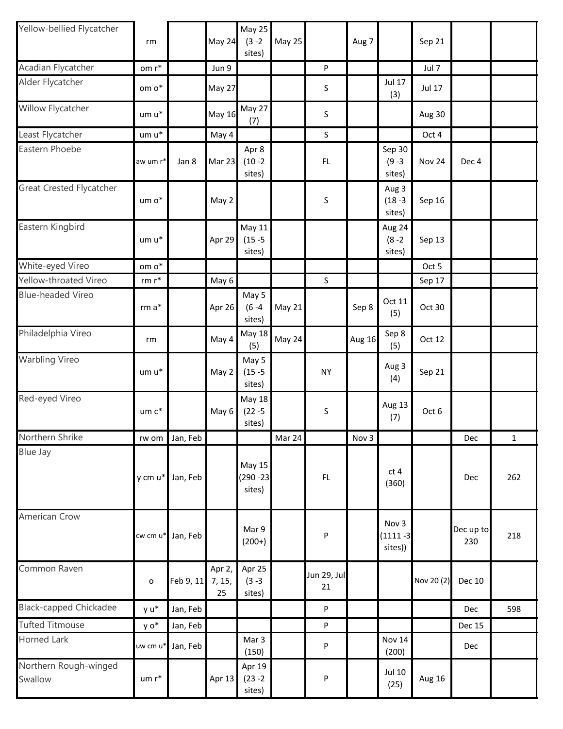| | | | | | | | | | | | |
|---|---|---|---|---|---|---|---|---|---|---|---|
| Yellow-bellied Flycatcher | rm | | May 24 | May 25 (3 -2 sites) | May 25 | | Aug 7 | | Sep 21 | | |
| Acadian Flycatcher | om r* | | Jun 9 | | | P | | | Jul 7 | | |
| Alder Flycatcher | om o* | | May 27 | | | S | | Jul 17 (3) | Jul 17 | | |
| Willow Flycatcher | um u* | | May 16 | May 27 (7) | | S | | | Aug 30 | | |
| Least Flycatcher | um u* | | May 4 | | | S | | | Oct 4 | | |
| Eastern Phoebe | aw um r* | Jan 8 | Mar 23 | Apr 8 (10 -2 sites) | | FL | | Sep 30 (9 -3 sites) | Nov 24 | Dec 4 | |
| Great Crested Flycatcher | um o* | | May 2 | | | S | | Aug 3 (18 -3 sites) | Sep 16 | | |
| Eastern Kingbird | um u* | | Apr 29 | May 11 (15 -5 sites) | | | | Aug 24 (8 -2 sites) | Sep 13 | | |
| White-eyed Vireo | om o* | | | | | | | | Oct 5 | | |
| Yellow-throated Vireo | rm r* | | May 6 | | | S | | | Sep 17 | | |
| Blue-headed Vireo | rm a* | | Apr 26 | May 5 (6 -4 sites) | May 21 | | Sep 8 | Oct 11 (5) | Oct 30 | | |
| Philadelphia Vireo | rm | | May 4 | May 18 (5) | May 24 | | Aug 16 | Sep 8 (5) | Oct 12 | | |
| Warbling Vireo | um u* | | May 2 | May 5 (15 -5 sites) | | NY | | Aug 3 (4) | Sep 21 | | |
| Red-eyed Vireo | um c* | | May 6 | May 18 (22 -5 sites) | | S | | Aug 13 (7) | Oct 6 | | |
| Northern Shrike | rw om | Jan, Feb | | | Mar 24 | | Nov 3 | | | Dec | 1 |
| Blue Jay | y cm u* | Jan, Feb | | May 15 (290 -23 sites) | | FL | | ct 4 (360) | | Dec | 262 |
| American Crow | cw cm u* | Jan, Feb | | Mar 9 (200+) | | P | | Nov 3 (1111 -3 sites)) | | Dec up to 230 | 218 |
| Common Raven | o | Feb 9, 11 | Apr 2, 7, 15, 25 | Apr 25 (3 -3 sites) | | Jun 29, Jul 21 | | | Nov 20 (2) | Dec 10 | |
| Black-capped Chickadee | y u* | Jan, Feb | | | | P | | | | Dec | 598 |
| Tufted Titmouse | y o* | Jan, Feb | | | | P | | | | Dec 15 | |
| Horned Lark | uw cm u* | Jan, Feb | | Mar 3 (150) | | P | | Nov 14 (200) | | Dec | |
| Northern Rough-winged Swallow | um r* | | Apr 13 | Apr 19 (23 -2 sites) | | P | | Jul 10 (25) | Aug 16 | | |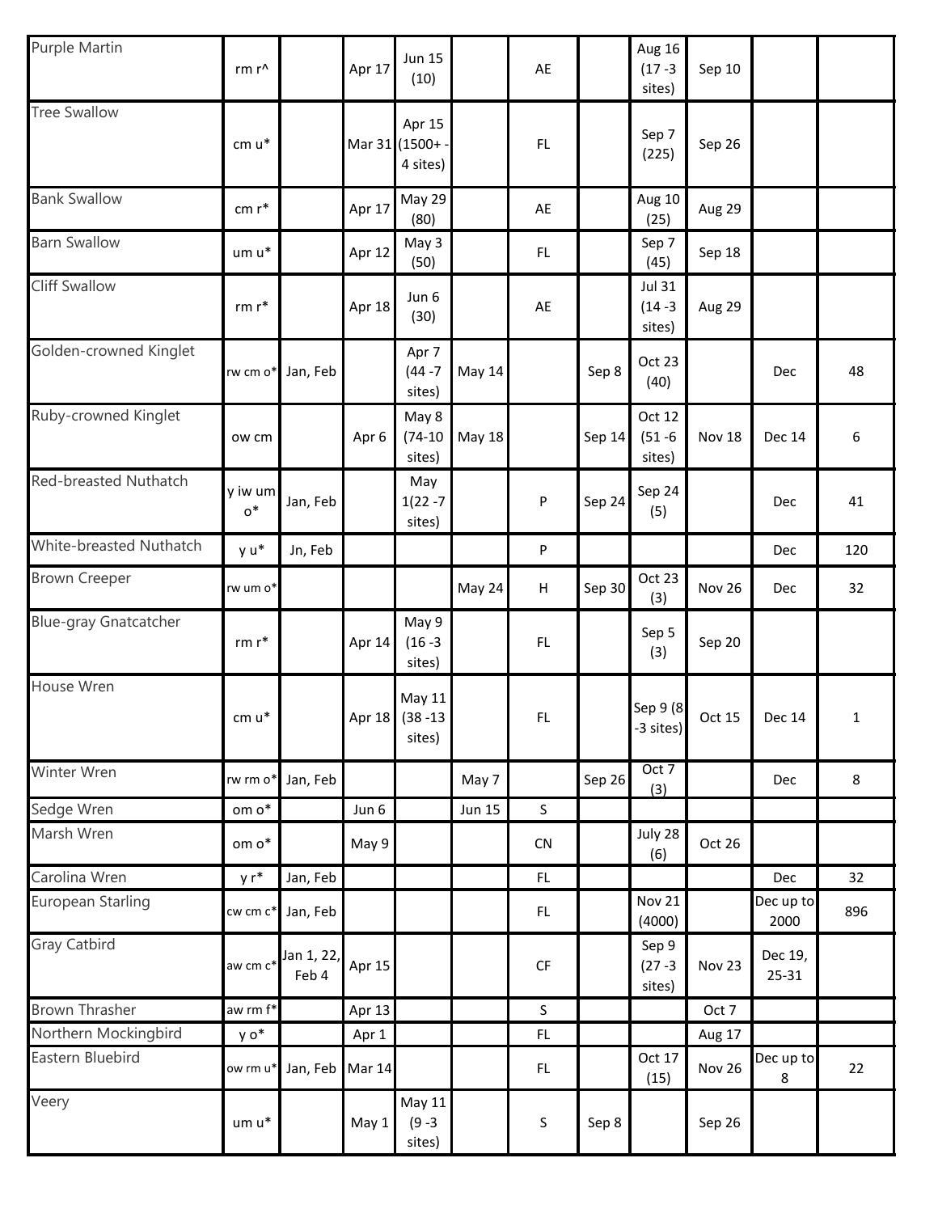| | | | | | | | | | | | |
|---|---|---|---|---|---|---|---|---|---|---|---|
| Purple Martin | rm r^ | | Apr 17 | Jun 15 (10) | | AE | | Aug 16 (17 -3 sites) | Sep 10 | | |
| Tree Swallow | cm u* | | Mar 31 | Apr 15 (1500+ - 4 sites) | | FL | | Sep 7 (225) | Sep 26 | | |
| Bank Swallow | cm r* | | Apr 17 | May 29 (80) | | AE | | Aug 10 (25) | Aug 29 | | |
| Barn Swallow | um u* | | Apr 12 | May 3 (50) | | FL | | Sep 7 (45) | Sep 18 | | |
| Cliff Swallow | rm r* | | Apr 18 | Jun 6 (30) | | AE | | Jul 31 (14 -3 sites) | Aug 29 | | |
| Golden-crowned Kinglet | rw cm o* | Jan, Feb | | Apr 7 (44 -7 sites) | May 14 | | Sep 8 | Oct 23 (40) | | Dec | 48 |
| Ruby-crowned Kinglet | ow cm | | Apr 6 | May 8 (74-10 sites) | May 18 | | Sep 14 | Oct 12 (51 -6 sites) | Nov 18 | Dec 14 | 6 |
| Red-breasted Nuthatch | y iw um o* | Jan, Feb | | May 1(22 -7 sites) | | P | Sep 24 | Sep 24 (5) | | Dec | 41 |
| White-breasted Nuthatch | y u* | Jn, Feb | | | | P | | | | Dec | 120 |
| Brown Creeper | rw um o* | | | | May 24 | H | Sep 30 | Oct 23 (3) | Nov 26 | Dec | 32 |
| Blue-gray Gnatcatcher | rm r* | | Apr 14 | May 9 (16 -3 sites) | | FL | | Sep 5 (3) | Sep 20 | | |
| House Wren | cm u* | | Apr 18 | May 11 (38 -13 sites) | | FL | | Sep 9 (8 -3 sites) | Oct 15 | Dec 14 | 1 |
| Winter Wren | rw rm o* | Jan, Feb | | | May 7 | | Sep 26 | Oct 7 (3) | | Dec | 8 |
| Sedge Wren | om o* | | Jun 6 | | Jun 15 | S | | | | | |
| Marsh Wren | om o* | | May 9 | | | CN | | July 28 (6) | Oct 26 | | |
| Carolina Wren | y r* | Jan, Feb | | | | FL | | | | Dec | 32 |
| European Starling | cw cm c* | Jan, Feb | | | | FL | | Nov 21 (4000) | | Dec up to 2000 | 896 |
| Gray Catbird | aw cm c* | Jan 1, 22, Feb 4 | Apr 15 | | | CF | | Sep 9 (27 -3 sites) | Nov 23 | Dec 19, 25-31 | |
| Brown Thrasher | aw rm f* | | Apr 13 | | | S | | | Oct 7 | | |
| Northern Mockingbird | y o* | | Apr 1 | | | FL | | | Aug 17 | | |
| Eastern Bluebird | ow rm u* | Jan, Feb | Mar 14 | | | FL | | Oct 17 (15) | Nov 26 | Dec up to 8 | 22 |
| Veery | um u* | | May 1 | May 11 (9 -3 sites) | | S | Sep 8 | | Sep 26 | | |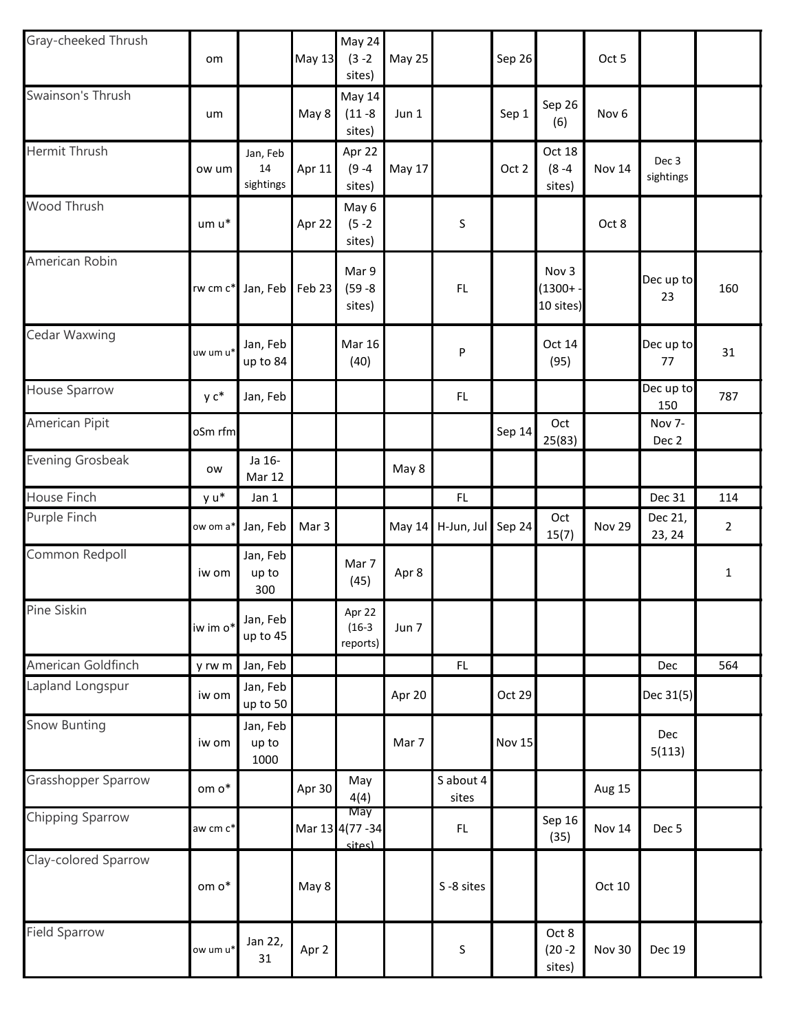| | | | | | | | | | | | |
|---|---|---|---|---|---|---|---|---|---|---|---|
| Gray-cheeked Thrush | om | | May 13 | May 24 (3 -2 sites) | May 25 | | Sep 26 | | Oct 5 | | |
| Swainson's Thrush | um | | May 8 | May 14 (11 -8 sites) | Jun 1 | | Sep 1 | Sep 26 (6) | Nov 6 | | |
| Hermit Thrush | ow um | Jan, Feb 14 sightings | Apr 11 | Apr 22 (9 -4 sites) | May 17 | | Oct 2 | Oct 18 (8 -4 sites) | Nov 14 | Dec 3 sightings | |
| Wood Thrush | um u* | | Apr 22 | May 6 (5 -2 sites) | | S | | | Oct 8 | | |
| American Robin | rw cm c* | Jan, Feb | Feb 23 | Mar 9 (59 -8 sites) | | FL | | Nov 3 (1300+ - 10 sites) | | Dec up to 23 | 160 |
| Cedar Waxwing | uw um u* | Jan, Feb up to 84 | | Mar 16 (40) | | P | | Oct 14 (95) | | Dec up to 77 | 31 |
| House Sparrow | y c* | Jan, Feb | | | | FL | | | | Dec up to 150 | 787 |
| American Pipit | oSm rfm | | | | | | Sep 14 | Oct 25(83) | | Nov 7-Dec 2 | |
| Evening Grosbeak | ow | Ja 16-Mar 12 | | | May 8 | | | | | | |
| House Finch | y u* | Jan 1 | | | | FL | | | | Dec 31 | 114 |
| Purple Finch | ow om a* | Jan, Feb | Mar 3 | | May 14 | H-Jun, Jul | Sep 24 | Oct 15(7) | Nov 29 | Dec 21, 23, 24 | 2 |
| Common Redpoll | iw om | Jan, Feb up to 300 | | Mar 7 (45) | Apr 8 | | | | | | 1 |
| Pine Siskin | iw im o* | Jan, Feb up to 45 | | Apr 22 (16-3 reports) | Jun 7 | | | | | | |
| American Goldfinch | y rw m | Jan, Feb | | | | FL | | | | Dec | 564 |
| Lapland Longspur | iw om | Jan, Feb up to 50 | | | Apr 20 | | Oct 29 | | | Dec 31(5) | |
| Snow Bunting | iw om | Jan, Feb up to 1000 | | | Mar 7 | | Nov 15 | | | Dec 5(113) | |
| Grasshopper Sparrow | om o* | | Apr 30 | May 4(4) | | S about 4 sites | | | Aug 15 | | |
| Chipping Sparrow | aw cm c* | | Mar 13 | May 4(77 -34 sites) | | FL | | Sep 16 (35) | Nov 14 | Dec 5 | |
| Clay-colored Sparrow | om o* | | May 8 | | | S -8 sites | | | Oct 10 | | |
| Field Sparrow | ow um u* | Jan 22, 31 | Apr 2 | | | S | | Oct 8 (20 -2 sites) | Nov 30 | Dec 19 | |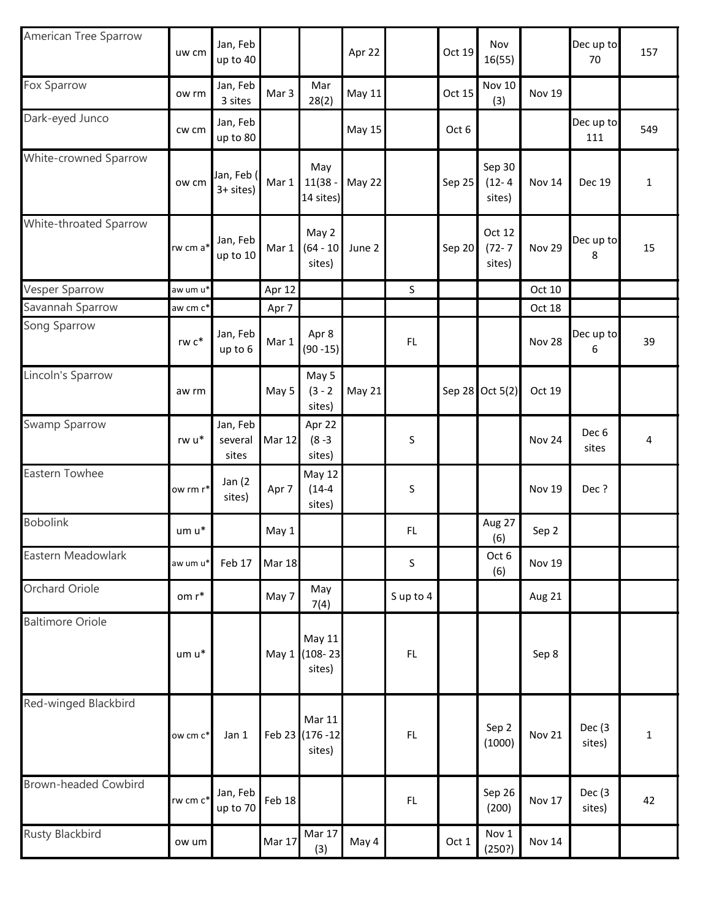| | | | | | | | | | | | |
|---|---|---|---|---|---|---|---|---|---|---|---|
| American Tree Sparrow | uw cm | Jan, Feb up to 40 | | | Apr 22 | | Oct 19 | Nov 16(55) | | Dec up to 70 | 157 |
| Fox Sparrow | ow rm | Jan, Feb 3 sites | Mar 3 | Mar 28(2) | May 11 | | Oct 15 | Nov 10 (3) | Nov 19 | | |
| Dark-eyed Junco | cw cm | Jan, Feb up to 80 | | | May 15 | | Oct 6 | | | Dec up to 111 | 549 |
| White-crowned Sparrow | ow cm | Jan, Feb ( 3+ sites) | Mar 1 | May 11(38 - 14 sites) | May 22 | | Sep 25 | Sep 30 (12- 4 sites) | Nov 14 | Dec 19 | 1 |
| White-throated Sparrow | rw cm a* | Jan, Feb up to 10 | Mar 1 | May 2 (64 - 10 sites) | June 2 | | Sep 20 | Oct 12 (72- 7 sites) | Nov 29 | Dec up to 8 | 15 |
| Vesper Sparrow | aw um u* | | Apr 12 | | | S | | | Oct 10 | | |
| Savannah Sparrow | aw cm c* | | Apr 7 | | | | | | Oct 18 | | |
| Song Sparrow | rw c* | Jan, Feb up to 6 | Mar 1 | Apr 8 (90 -15) | | FL | | | Nov 28 | Dec up to 6 | 39 |
| Lincoln's Sparrow | aw rm | | May 5 | May 5 (3 - 2 sites) | May 21 | | Sep 28 | Oct 5(2) | Oct 19 | | |
| Swamp Sparrow | rw u* | Jan, Feb several sites | Mar 12 | Apr 22 (8 -3 sites) | | S | | | Nov 24 | Dec 6 sites | 4 |
| Eastern Towhee | ow rm r* | Jan (2 sites) | Apr 7 | May 12 (14-4 sites) | | S | | | Nov 19 | Dec ? | |
| Bobolink | um u* | | May 1 | | | FL | | Aug 27 (6) | Sep 2 | | |
| Eastern Meadowlark | aw um u* | Feb 17 | Mar 18 | | | S | | Oct 6 (6) | Nov 19 | | |
| Orchard Oriole | om r* | | May 7 | May 7(4) | | S up to 4 | | | Aug 21 | | |
| Baltimore Oriole | um u* | | May 1 | May 11 (108- 23 sites) | | FL | | | Sep 8 | | |
| Red-winged Blackbird | ow cm c* | Jan 1 | Feb 23 | Mar 11 (176 -12 sites) | | FL | | Sep 2 (1000) | Nov 21 | Dec (3 sites) | 1 |
| Brown-headed Cowbird | rw cm c* | Jan, Feb up to 70 | Feb 18 | | | FL | | Sep 26 (200) | Nov 17 | Dec (3 sites) | 42 |
| Rusty Blackbird | ow um | | Mar 17 | Mar 17 (3) | May 4 | | Oct 1 | Nov 1 (250?) | Nov 14 | | |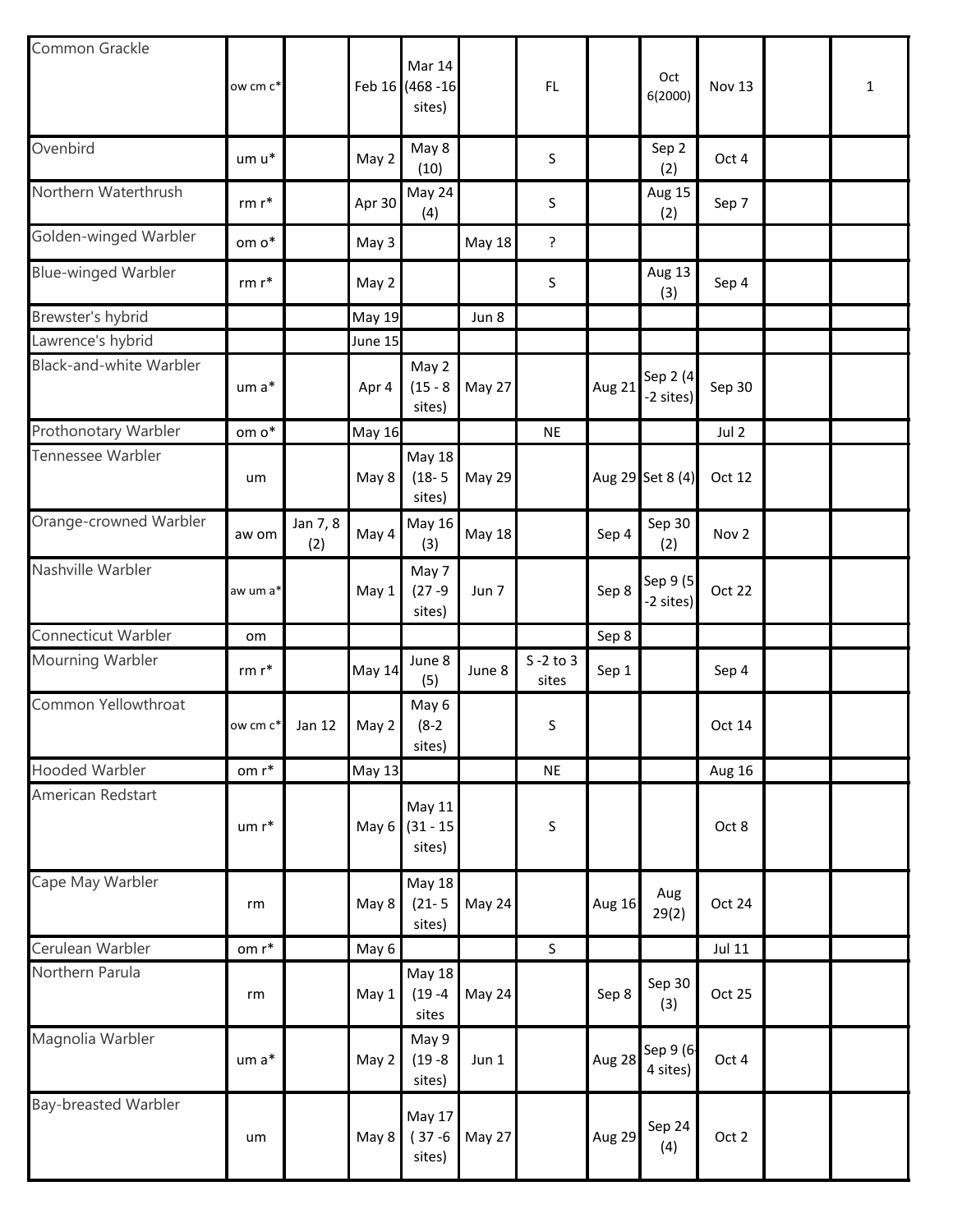| | | | | | | | | | | | |
|---|---|---|---|---|---|---|---|---|---|---|---|
| Common Grackle | ow cm c* | | Feb 16 | Mar 14 (468 -16 sites) | | FL | | Oct 6(2000) | Nov 13 | | 1 |
| Ovenbird | um u* | | May 2 | May 8 (10) | | S | | Sep 2 (2) | Oct 4 | | |
| Northern Waterthrush | rm r* | | Apr 30 | May 24 (4) | | S | | Aug 15 (2) | Sep 7 | | |
| Golden-winged Warbler | om o* | | May 3 | | May 18 | ? | | | | | |
| Blue-winged Warbler | rm r* | | May 2 | | | S | | Aug 13 (3) | Sep 4 | | |
| Brewster's hybrid | | | May 19 | | Jun 8 | | | | | | |
| Lawrence's hybrid | | | June 15 | | | | | | | | |
| Black-and-white Warbler | um a* | | Apr 4 | May 2 (15 - 8 sites) | May 27 | | Aug 21 | Sep 2 (4 -2 sites) | Sep 30 | | |
| Prothonotary Warbler | om o* | | May 16 | | | NE | | | Jul 2 | | |
| Tennessee Warbler | um | | May 8 | May 18 (18- 5 sites) | May 29 | | Aug 29 | Set 8 (4) | Oct 12 | | |
| Orange-crowned Warbler | aw om | Jan 7, 8 (2) | May 4 | May 16 (3) | May 18 | | Sep 4 | Sep 30 (2) | Nov 2 | | |
| Nashville Warbler | aw um a* | | May 1 | May 7 (27 -9 sites) | Jun 7 | | Sep 8 | Sep 9 (5 -2 sites) | Oct 22 | | |
| Connecticut Warbler | om | | | | | | Sep 8 | | | | |
| Mourning Warbler | rm r* | | May 14 | June 8 (5) | June 8 | S -2 to 3 sites | Sep 1 | | Sep 4 | | |
| Common Yellowthroat | ow cm c* | Jan 12 | May 2 | May 6 (8-2 sites) | | S | | | Oct 14 | | |
| Hooded Warbler | om r* | | May 13 | | | NE | | | Aug 16 | | |
| American Redstart | um r* | | May 6 | May 11 (31 - 15 sites) | | S | | | Oct 8 | | |
| Cape May Warbler | rm | | May 8 | May 18 (21- 5 sites) | May 24 | | Aug 16 | Aug 29(2) | Oct 24 | | |
| Cerulean Warbler | om r* | | May 6 | | | S | | | Jul 11 | | |
| Northern Parula | rm | | May 1 | May 18 (19 -4 sites | May 24 | | Sep 8 | Sep 30 (3) | Oct 25 | | |
| Magnolia Warbler | um a* | | May 2 | May 9 (19 -8 sites) | Jun 1 | | Aug 28 | Sep 9 (6-4 sites) | Oct 4 | | |
| Bay-breasted Warbler | um | | May 8 | May 17 ( 37 -6 sites) | May 27 | | Aug 29 | Sep 24 (4) | Oct 2 | | |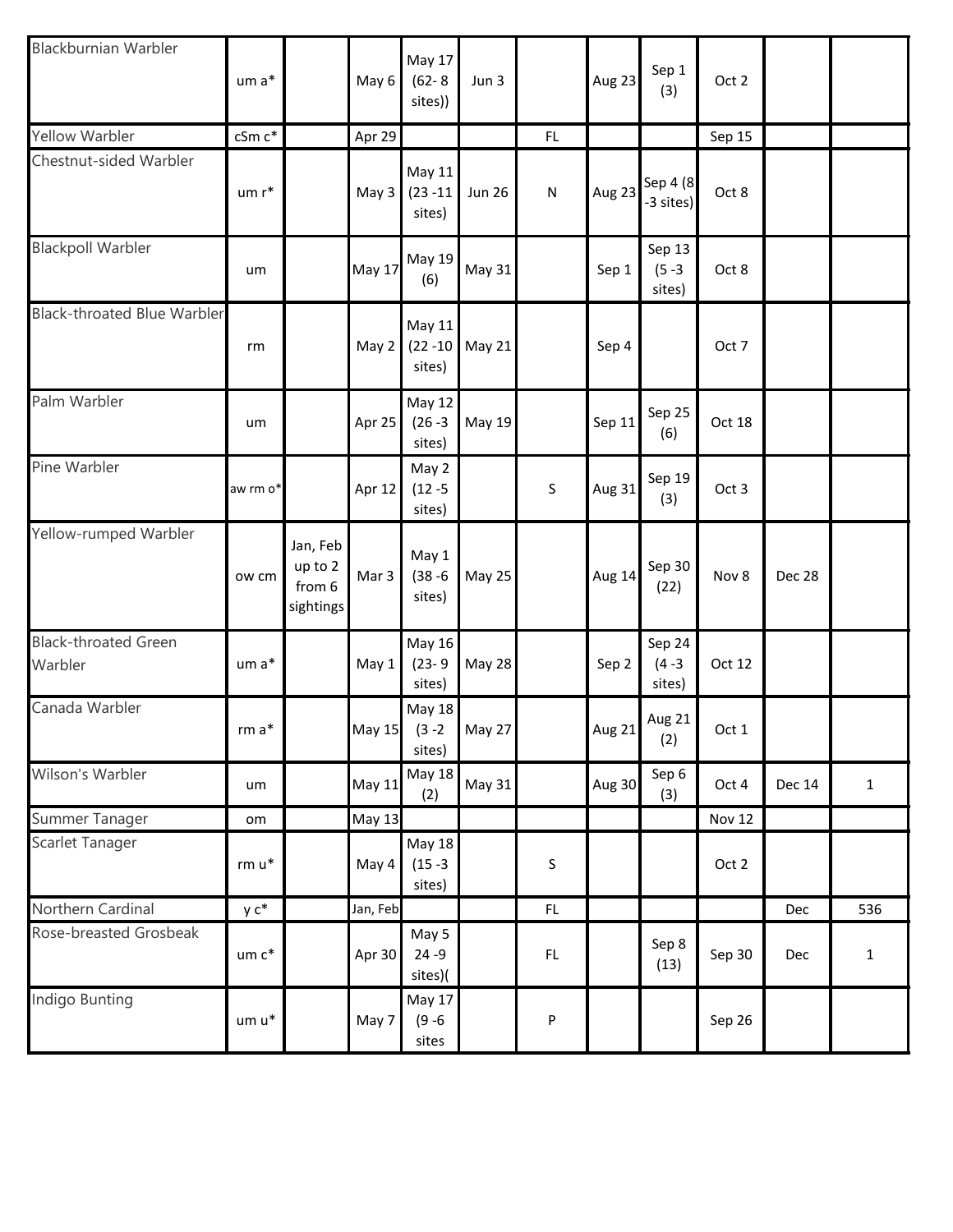| | | | | | | | | | | | |
|---|---|---|---|---|---|---|---|---|---|---|---|
| Blackburnian Warbler | um a* | | May 6 | May 17 (62- 8 sites)) | Jun 3 | | Aug 23 | Sep 1 (3) | Oct 2 | | |
| Yellow Warbler | cSm c* | | Apr 29 | | | FL | | | Sep 15 | | |
| Chestnut-sided Warbler | um r* | | May 3 | May 11 (23 -11 sites) | Jun 26 | N | Aug 23 | Sep 4 (8 -3 sites) | Oct 8 | | |
| Blackpoll Warbler | um | | May 17 | May 19 (6) | May 31 | | Sep 1 | Sep 13 (5 -3 sites) | Oct 8 | | |
| Black-throated Blue Warbler | rm | | May 2 | May 11 (22 -10 sites) | May 21 | | Sep 4 | | Oct 7 | | |
| Palm Warbler | um | | Apr 25 | May 12 (26 -3 sites) | May 19 | | Sep 11 | Sep 25 (6) | Oct 18 | | |
| Pine Warbler | aw rm o* | | Apr 12 | May 2 (12 -5 sites) | | S | Aug 31 | Sep 19 (3) | Oct 3 | | |
| Yellow-rumped Warbler | ow cm | Jan, Feb up to 2 from 6 sightings | Mar 3 | May 1 (38 -6 sites) | May 25 | | Aug 14 | Sep 30 (22) | Nov 8 | Dec 28 | |
| Black-throated Green Warbler | um a* | | May 1 | May 16 (23- 9 sites) | May 28 | | Sep 2 | Sep 24 (4 -3 sites) | Oct 12 | | |
| Canada Warbler | rm a* | | May 15 | May 18 (3 -2 sites) | May 27 | | Aug 21 | Aug 21 (2) | Oct 1 | | |
| Wilson's Warbler | um | | May 11 | May 18 (2) | May 31 | | Aug 30 | Sep 6 (3) | Oct 4 | Dec 14 | 1 |
| Summer Tanager | om | | May 13 | | | | | | Nov 12 | | |
| Scarlet Tanager | rm u* | | May 4 | May 18 (15 -3 sites) | | S | | | Oct 2 | | |
| Northern Cardinal | y c* | | Jan, Feb | | | FL | | | | Dec | 536 |
| Rose-breasted Grosbeak | um c* | | Apr 30 | May 5 24 -9 sites)( | | FL | | Sep 8 (13) | Sep 30 | Dec | 1 |
| Indigo Bunting | um u* | | May 7 | May 17 (9 -6 sites | | P | | | Sep 26 | | |